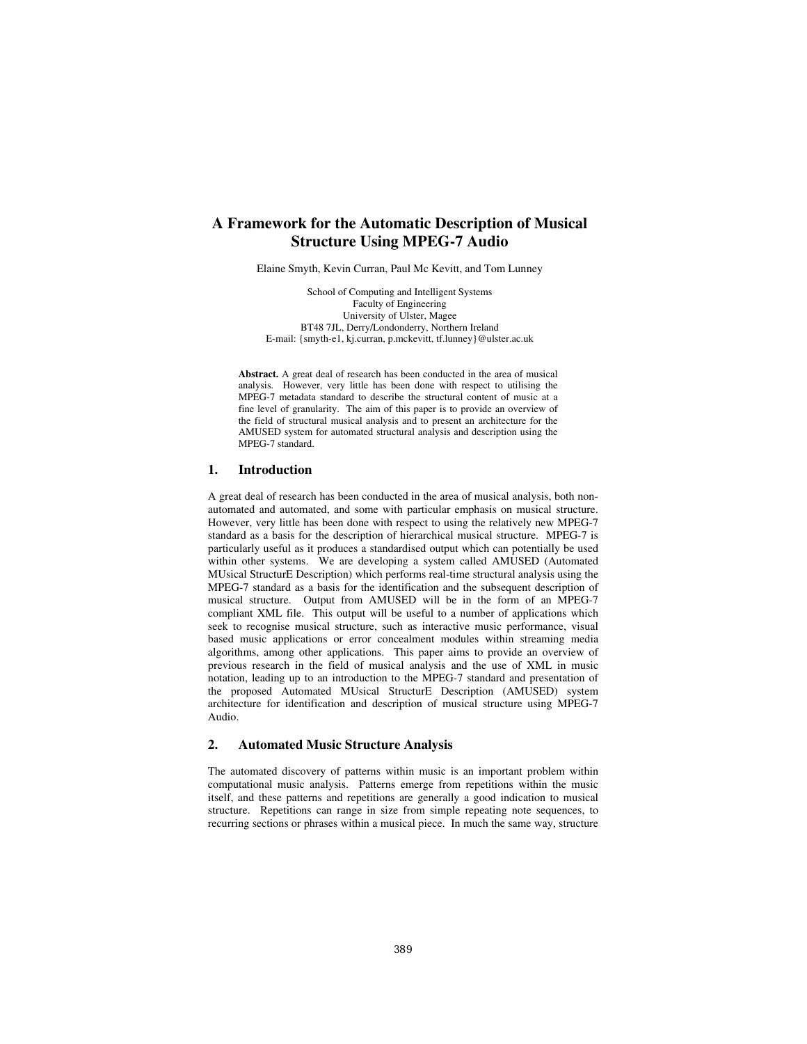# A Framework for the Automatic Description of Musical Structure Using MPEG-7 Audio

Elaine Smyth, Kevin Curran, Paul Mc Kevitt, and Tom Lunney

School of Computing and Intelligent Systems
Faculty of Engineering
University of Ulster, Magee
BT48 7JL, Derry/Londonderry, Northern Ireland
E-mail: {smyth-e1, kj.curran, p.mckevitt, tf.lunney}@ulster.ac.uk

**Abstract.** A great deal of research has been conducted in the area of musical analysis. However, very little has been done with respect to utilising the MPEG-7 metadata standard to describe the structural content of music at a fine level of granularity. The aim of this paper is to provide an overview of the field of structural musical analysis and to present an architecture for the AMUSED system for automated structural analysis and description using the MPEG-7 standard.

## 1. Introduction

A great deal of research has been conducted in the area of musical analysis, both non-automated and automated, and some with particular emphasis on musical structure. However, very little has been done with respect to using the relatively new MPEG-7 standard as a basis for the description of hierarchical musical structure. MPEG-7 is particularly useful as it produces a standardised output which can potentially be used within other systems. We are developing a system called AMUSED (Automated MUsical StructurE Description) which performs real-time structural analysis using the MPEG-7 standard as a basis for the identification and the subsequent description of musical structure. Output from AMUSED will be in the form of an MPEG-7 compliant XML file. This output will be useful to a number of applications which seek to recognise musical structure, such as interactive music performance, visual based music applications or error concealment modules within streaming media algorithms, among other applications. This paper aims to provide an overview of previous research in the field of musical analysis and the use of XML in music notation, leading up to an introduction to the MPEG-7 standard and presentation of the proposed Automated MUsical StructurE Description (AMUSED) system architecture for identification and description of musical structure using MPEG-7 Audio.

## 2. Automated Music Structure Analysis

The automated discovery of patterns within music is an important problem within computational music analysis. Patterns emerge from repetitions within the music itself, and these patterns and repetitions are generally a good indication to musical structure. Repetitions can range in size from simple repeating note sequences, to recurring sections or phrases within a musical piece. In much the same way, structure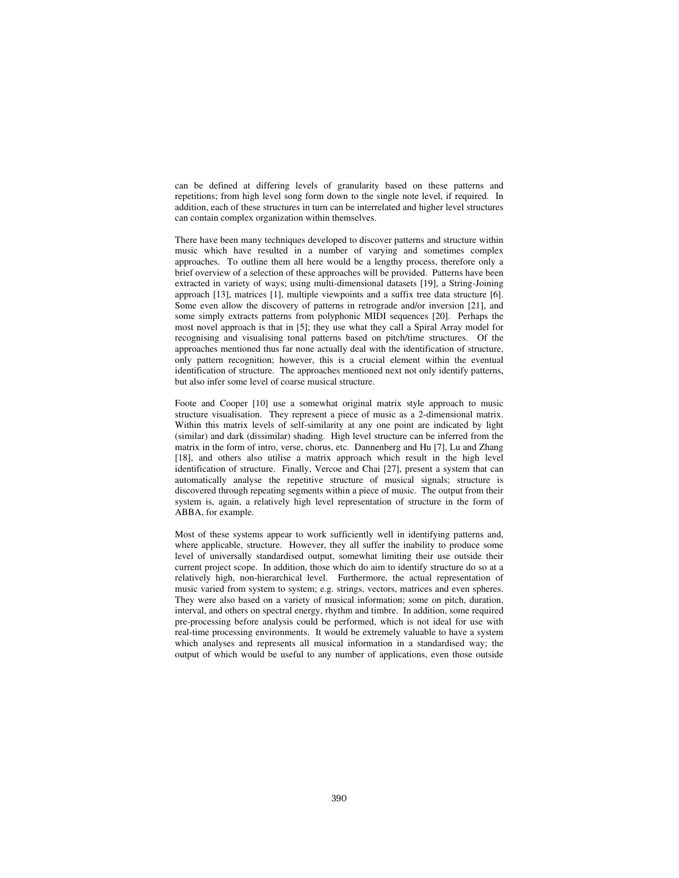can be defined at differing levels of granularity based on these patterns and repetitions; from high level song form down to the single note level, if required. In addition, each of these structures in turn can be interrelated and higher level structures can contain complex organization within themselves.

There have been many techniques developed to discover patterns and structure within music which have resulted in a number of varying and sometimes complex approaches. To outline them all here would be a lengthy process, therefore only a brief overview of a selection of these approaches will be provided. Patterns have been extracted in variety of ways; using multi-dimensional datasets [19], a String-Joining approach [13], matrices [1], multiple viewpoints and a suffix tree data structure [6]. Some even allow the discovery of patterns in retrograde and/or inversion [21], and some simply extracts patterns from polyphonic MIDI sequences [20]. Perhaps the most novel approach is that in [5]; they use what they call a Spiral Array model for recognising and visualising tonal patterns based on pitch/time structures. Of the approaches mentioned thus far none actually deal with the identification of structure, only pattern recognition; however, this is a crucial element within the eventual identification of structure. The approaches mentioned next not only identify patterns, but also infer some level of coarse musical structure.

Foote and Cooper [10] use a somewhat original matrix style approach to music structure visualisation. They represent a piece of music as a 2-dimensional matrix. Within this matrix levels of self-similarity at any one point are indicated by light (similar) and dark (dissimilar) shading. High level structure can be inferred from the matrix in the form of intro, verse, chorus, etc. Dannenberg and Hu [7], Lu and Zhang [18], and others also utilise a matrix approach which result in the high level identification of structure. Finally, Vercoe and Chai [27], present a system that can automatically analyse the repetitive structure of musical signals; structure is discovered through repeating segments within a piece of music. The output from their system is, again, a relatively high level representation of structure in the form of ABBA, for example.

Most of these systems appear to work sufficiently well in identifying patterns and, where applicable, structure. However, they all suffer the inability to produce some level of universally standardised output, somewhat limiting their use outside their current project scope. In addition, those which do aim to identify structure do so at a relatively high, non-hierarchical level. Furthermore, the actual representation of music varied from system to system; e.g. strings, vectors, matrices and even spheres. They were also based on a variety of musical information; some on pitch, duration, interval, and others on spectral energy, rhythm and timbre. In addition, some required pre-processing before analysis could be performed, which is not ideal for use with real-time processing environments. It would be extremely valuable to have a system which analyses and represents all musical information in a standardised way; the output of which would be useful to any number of applications, even those outside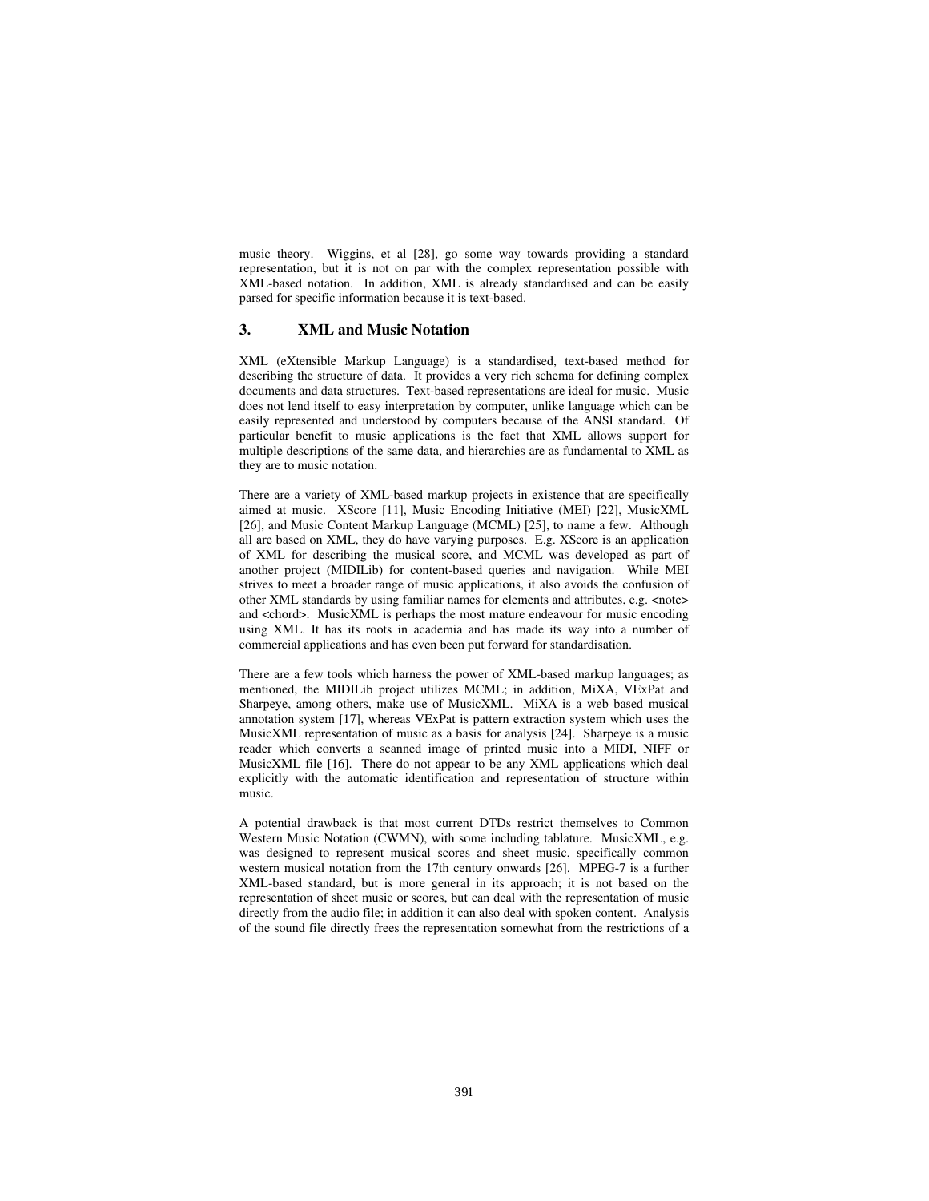music theory. Wiggins, et al [28], go some way towards providing a standard representation, but it is not on par with the complex representation possible with XML-based notation. In addition, XML is already standardised and can be easily parsed for specific information because it is text-based.

## 3. XML and Music Notation

XML (eXtensible Markup Language) is a standardised, text-based method for describing the structure of data. It provides a very rich schema for defining complex documents and data structures. Text-based representations are ideal for music. Music does not lend itself to easy interpretation by computer, unlike language which can be easily represented and understood by computers because of the ANSI standard. Of particular benefit to music applications is the fact that XML allows support for multiple descriptions of the same data, and hierarchies are as fundamental to XML as they are to music notation.

There are a variety of XML-based markup projects in existence that are specifically aimed at music. XScore [11], Music Encoding Initiative (MEI) [22], MusicXML [26], and Music Content Markup Language (MCML) [25], to name a few. Although all are based on XML, they do have varying purposes. E.g. XScore is an application of XML for describing the musical score, and MCML was developed as part of another project (MIDILib) for content-based queries and navigation. While MEI strives to meet a broader range of music applications, it also avoids the confusion of other XML standards by using familiar names for elements and attributes, e.g. <note> and <chord>. MusicXML is perhaps the most mature endeavour for music encoding using XML. It has its roots in academia and has made its way into a number of commercial applications and has even been put forward for standardisation.

There are a few tools which harness the power of XML-based markup languages; as mentioned, the MIDILib project utilizes MCML; in addition, MiXA, VExPat and Sharpeye, among others, make use of MusicXML. MiXA is a web based musical annotation system [17], whereas VExPat is pattern extraction system which uses the MusicXML representation of music as a basis for analysis [24]. Sharpeye is a music reader which converts a scanned image of printed music into a MIDI, NIFF or MusicXML file [16]. There do not appear to be any XML applications which deal explicitly with the automatic identification and representation of structure within music.

A potential drawback is that most current DTDs restrict themselves to Common Western Music Notation (CWMN), with some including tablature. MusicXML, e.g. was designed to represent musical scores and sheet music, specifically common western musical notation from the 17th century onwards [26]. MPEG-7 is a further XML-based standard, but is more general in its approach; it is not based on the representation of sheet music or scores, but can deal with the representation of music directly from the audio file; in addition it can also deal with spoken content. Analysis of the sound file directly frees the representation somewhat from the restrictions of a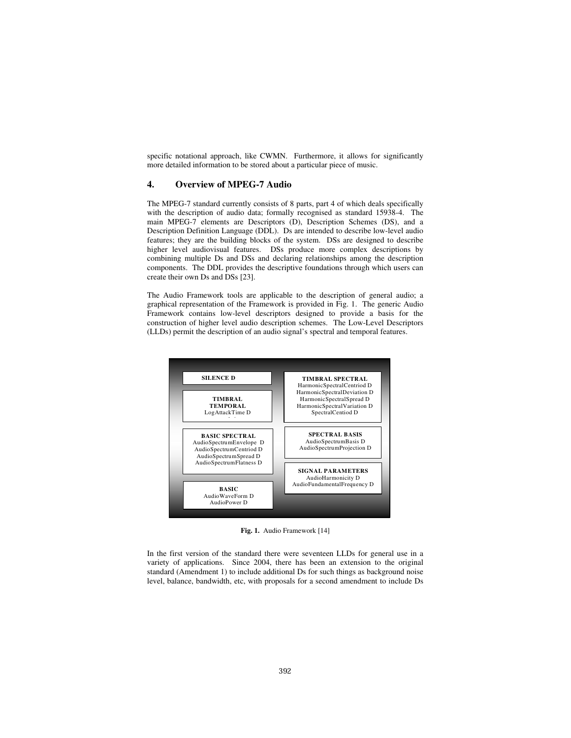specific notational approach, like CWMN. Furthermore, it allows for significantly more detailed information to be stored about a particular piece of music.

## 4. Overview of MPEG-7 Audio

The MPEG-7 standard currently consists of 8 parts, part 4 of which deals specifically with the description of audio data; formally recognised as standard 15938-4. The main MPEG-7 elements are Descriptors (D), Description Schemes (DS), and a Description Definition Language (DDL). Ds are intended to describe low-level audio features; they are the building blocks of the system. DSs are designed to describe higher level audiovisual features. DSs produce more complex descriptions by combining multiple Ds and DSs and declaring relationships among the description components. The DDL provides the descriptive foundations through which users can create their own Ds and DSs [23].

The Audio Framework tools are applicable to the description of general audio; a graphical representation of the Framework is provided in Fig. 1. The generic Audio Framework contains low-level descriptors designed to provide a basis for the construction of higher level audio description schemes. The Low-Level Descriptors (LLDs) permit the description of an audio signal's spectral and temporal features.

**SILENCE D**

**TIMBRAL TEMPORAL**
LogAttackTime D

**BASIC SPECTRAL**
AudioSpectrumEnvelope D
AudioSpectrumCentriod D
AudioSpectrumSpread D
AudioSpectrumFlatness D

**BASIC**
AudioWaveForm D
AudioPower D

**TIMBRAL SPECTRAL**
HarmonicSpectralCentriod D
HarmonicSpectralDeviation D
HarmonicSpectralSpread D
HarmonicSpectralVariation D
SpectralCentiod D

**SPECTRAL BASIS**
AudioSpectrumBasis D
AudioSpectrumProjection D

**SIGNAL PARAMETERS**
AudioHarmonicity D
AudioFundamentalFrequency D

**Fig. 1.** Audio Framework [14]

In the first version of the standard there were seventeen LLDs for general use in a variety of applications. Since 2004, there has been an extension to the original standard (Amendment 1) to include additional Ds for such things as background noise level, balance, bandwidth, etc, with proposals for a second amendment to include Ds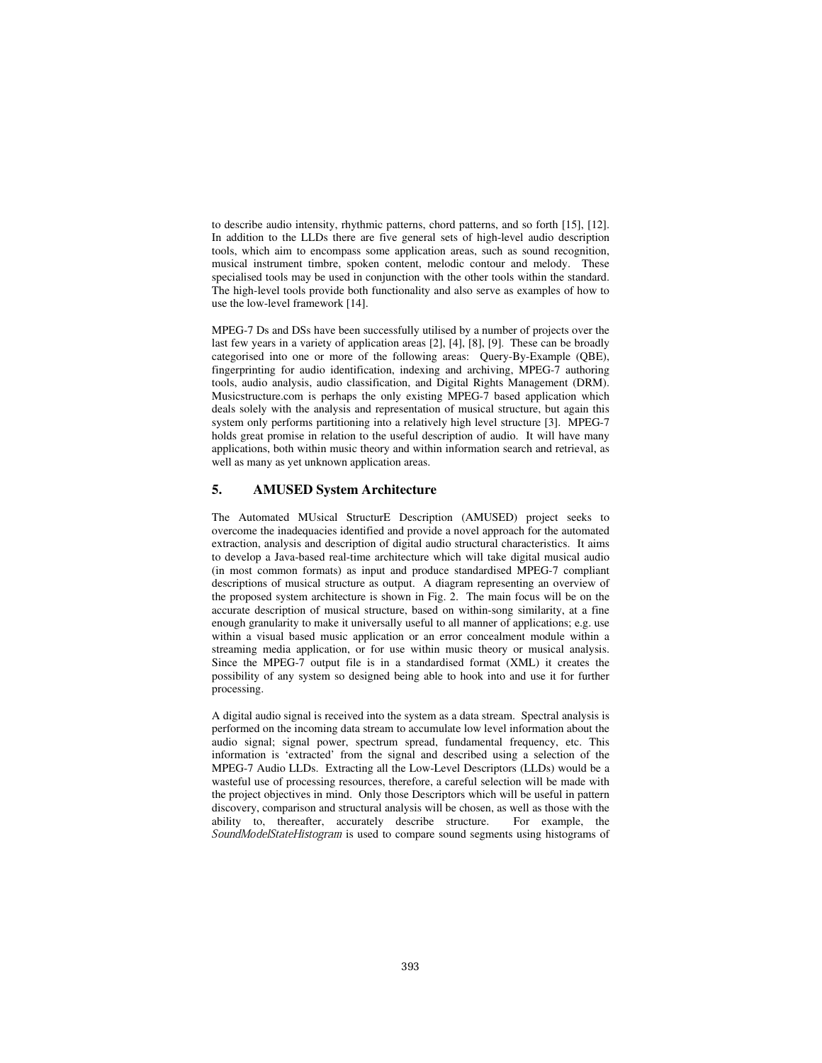to describe audio intensity, rhythmic patterns, chord patterns, and so forth [15], [12]. In addition to the LLDs there are five general sets of high-level audio description tools, which aim to encompass some application areas, such as sound recognition, musical instrument timbre, spoken content, melodic contour and melody. These specialised tools may be used in conjunction with the other tools within the standard. The high-level tools provide both functionality and also serve as examples of how to use the low-level framework [14].

MPEG-7 Ds and DSs have been successfully utilised by a number of projects over the last few years in a variety of application areas [2], [4], [8], [9]. These can be broadly categorised into one or more of the following areas: Query-By-Example (QBE), fingerprinting for audio identification, indexing and archiving, MPEG-7 authoring tools, audio analysis, audio classification, and Digital Rights Management (DRM). Musicstructure.com is perhaps the only existing MPEG-7 based application which deals solely with the analysis and representation of musical structure, but again this system only performs partitioning into a relatively high level structure [3]. MPEG-7 holds great promise in relation to the useful description of audio. It will have many applications, both within music theory and within information search and retrieval, as well as many as yet unknown application areas.

## 5. AMUSED System Architecture

The Automated MUsical StructurE Description (AMUSED) project seeks to overcome the inadequacies identified and provide a novel approach for the automated extraction, analysis and description of digital audio structural characteristics. It aims to develop a Java-based real-time architecture which will take digital musical audio (in most common formats) as input and produce standardised MPEG-7 compliant descriptions of musical structure as output. A diagram representing an overview of the proposed system architecture is shown in Fig. 2. The main focus will be on the accurate description of musical structure, based on within-song similarity, at a fine enough granularity to make it universally useful to all manner of applications; e.g. use within a visual based music application or an error concealment module within a streaming media application, or for use within music theory or musical analysis. Since the MPEG-7 output file is in a standardised format (XML) it creates the possibility of any system so designed being able to hook into and use it for further processing.

A digital audio signal is received into the system as a data stream. Spectral analysis is performed on the incoming data stream to accumulate low level information about the audio signal; signal power, spectrum spread, fundamental frequency, etc. This information is 'extracted' from the signal and described using a selection of the MPEG-7 Audio LLDs. Extracting all the Low-Level Descriptors (LLDs) would be a wasteful use of processing resources, therefore, a careful selection will be made with the project objectives in mind. Only those Descriptors which will be useful in pattern discovery, comparison and structural analysis will be chosen, as well as those with the ability to, thereafter, accurately describe structure. For example, the *SoundModelStateHistogram* is used to compare sound segments using histograms of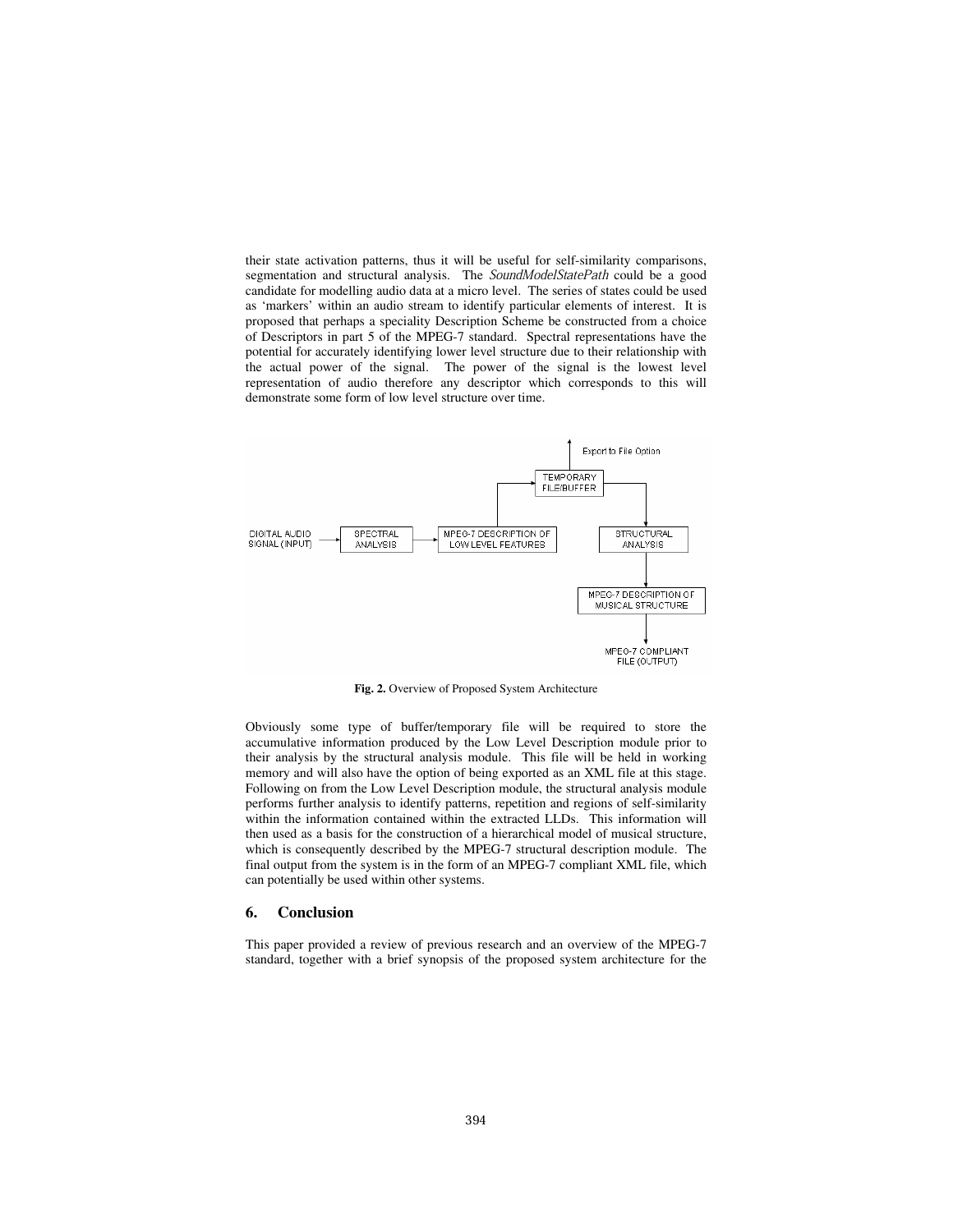their state activation patterns, thus it will be useful for self-similarity comparisons, segmentation and structural analysis. The *SoundModelStatePath* could be a good candidate for modelling audio data at a micro level. The series of states could be used as 'markers' within an audio stream to identify particular elements of interest. It is proposed that perhaps a speciality Description Scheme be constructed from a choice of Descriptors in part 5 of the MPEG-7 standard. Spectral representations have the potential for accurately identifying lower level structure due to their relationship with the actual power of the signal. The power of the signal is the lowest level representation of audio therefore any descriptor which corresponds to this will demonstrate some form of low level structure over time.

**Fig. 2.** Overview of Proposed System Architecture

Obviously some type of buffer/temporary file will be required to store the accumulative information produced by the Low Level Description module prior to their analysis by the structural analysis module. This file will be held in working memory and will also have the option of being exported as an XML file at this stage. Following on from the Low Level Description module, the structural analysis module performs further analysis to identify patterns, repetition and regions of self-similarity within the information contained within the extracted LLDs. This information will then used as a basis for the construction of a hierarchical model of musical structure, which is consequently described by the MPEG-7 structural description module. The final output from the system is in the form of an MPEG-7 compliant XML file, which can potentially be used within other systems.

## 6. Conclusion

This paper provided a review of previous research and an overview of the MPEG-7 standard, together with a brief synopsis of the proposed system architecture for the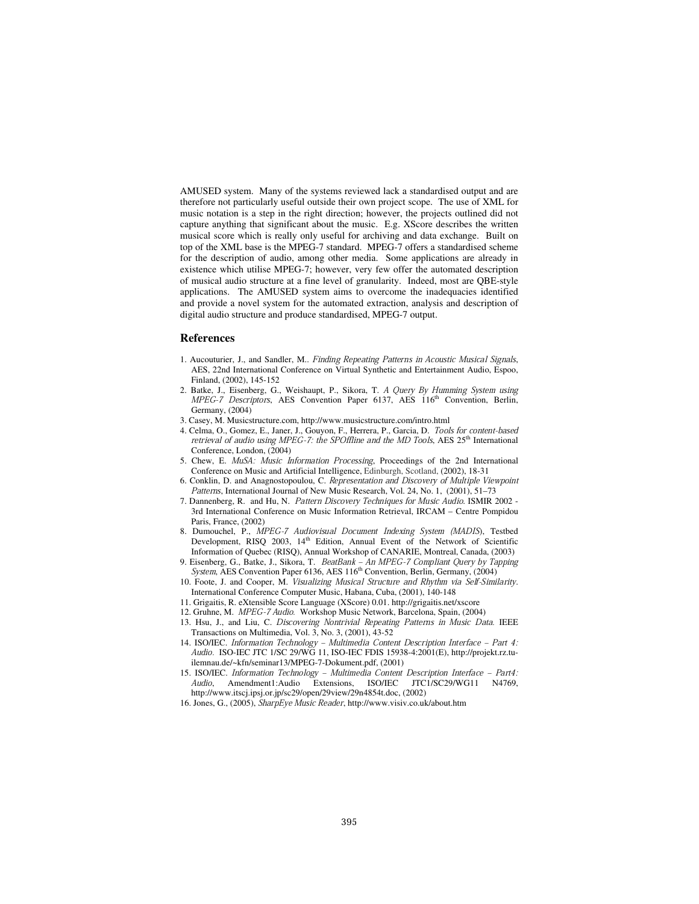AMUSED system. Many of the systems reviewed lack a standardised output and are therefore not particularly useful outside their own project scope. The use of XML for music notation is a step in the right direction; however, the projects outlined did not capture anything that significant about the music. E.g. XScore describes the written musical score which is really only useful for archiving and data exchange. Built on top of the XML base is the MPEG-7 standard. MPEG-7 offers a standardised scheme for the description of audio, among other media. Some applications are already in existence which utilise MPEG-7; however, very few offer the automated description of musical audio structure at a fine level of granularity. Indeed, most are QBE-style applications. The AMUSED system aims to overcome the inadequacies identified and provide a novel system for the automated extraction, analysis and description of digital audio structure and produce standardised, MPEG-7 output.

## References

1. Aucouturier, J., and Sandler, M.. *Finding Repeating Patterns in Acoustic Musical Signals*, AES, 22nd International Conference on Virtual Synthetic and Entertainment Audio, Espoo, Finland, (2002), 145-152
2. Batke, J., Eisenberg, G., Weishaupt, P., Sikora, T. *A Query By Humming System using MPEG-7 Descriptors*, AES Convention Paper 6137, AES 116th Convention, Berlin, Germany, (2004)
3. Casey, M. Musicstructure.com, http://www.musicstructure.com/intro.html
4. Celma, O., Gomez, E., Janer, J., Gouyon, F., Herrera, P., Garcia, D. *Tools for content-based retrieval of audio using MPEG-7: the SPOffline and the MD Tools*, AES 25th International Conference, London, (2004)
5. Chew, E. *MuSA: Music Information Processing*, Proceedings of the 2nd International Conference on Music and Artificial Intelligence, Edinburgh, Scotland, (2002), 18-31
6. Conklin, D. and Anagnostopoulou, C. *Representation and Discovery of Multiple Viewpoint Patterns*, International Journal of New Music Research, Vol. 24, No. 1, (2001), 51–73
7. Dannenberg, R. and Hu, N. *Pattern Discovery Techniques for Music Audio.* ISMIR 2002 - 3rd International Conference on Music Information Retrieval, IRCAM – Centre Pompidou Paris, France, (2002)
8. Dumouchel, P., *MPEG-7 Audiovisual Document Indexing System (MADIS)*, Testbed Development, RISQ 2003, 14th Edition, Annual Event of the Network of Scientific Information of Quebec (RISQ), Annual Workshop of CANARIE, Montreal, Canada, (2003)
9. Eisenberg, G., Batke, J., Sikora, T. *BeatBank – An MPEG-7 Compliant Query by Tapping System*, AES Convention Paper 6136, AES 116th Convention, Berlin, Germany, (2004)
10. Foote, J. and Cooper, M. *Visualizing Musical Structure and Rhythm via Self-Similarity*. International Conference Computer Music, Habana, Cuba, (2001), 140-148
11. Grigaitis, R. eXtensible Score Language (XScore) 0.01. http://grigaitis.net/xscore
12. Gruhne, M. *MPEG-7 Audio.* Workshop Music Network, Barcelona, Spain, (2004)
13. Hsu, J., and Liu, C. *Discovering Nontrivial Repeating Patterns in Music Data.* IEEE Transactions on Multimedia, Vol. 3, No. 3, (2001), 43-52
14. ISO/IEC. *Information Technology – Multimedia Content Description Interface – Part 4: Audio.* ISO-IEC JTC 1/SC 29/WG 11, ISO-IEC FDIS 15938-4:2001(E), http://projekt.rz.tu-ilemnau.de/~kfn/seminar13/MPEG-7-Dokument.pdf, (2001)
15. ISO/IEC. *Information Technology – Multimedia Content Description Interface – Part4: Audio*, Amendment1:Audio Extensions, ISO/IEC JTC1/SC29/WG11 N4769, http://www.itscj.ipsj.or.jp/sc29/open/29view/29n4854t.doc, (2002)
16. Jones, G., (2005), *SharpEye Music Reader*, http://www.visiv.co.uk/about.htm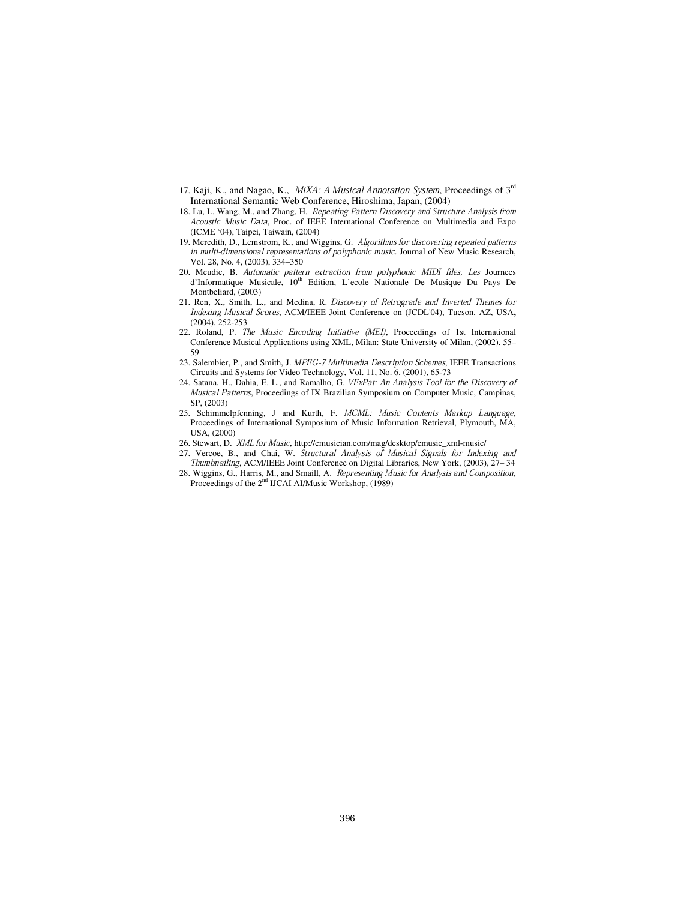17. Kaji, K., and Nagao, K., *MiXA: A Musical Annotation System*, Proceedings of 3rd International Semantic Web Conference, Hiroshima, Japan, (2004)
18. Lu, L. Wang, M., and Zhang, H. *Repeating Pattern Discovery and Structure Analysis from Acoustic Music Data*, Proc. of IEEE International Conference on Multimedia and Expo (ICME '04), Taipei, Taiwain, (2004)
19. Meredith, D., Lemstrom, K., and Wiggins, G. *Algorithms for discovering repeated patterns in multi-dimensional representations of polyphonic music*. Journal of New Music Research, Vol. 28, No. 4, (2003), 334–350
20. Meudic, B. *Automatic pattern extraction from polyphonic MIDI files, Les* Journees d'Informatique Musicale, 10th Edition, L'ecole Nationale De Musique Du Pays De Montbeliard, (2003)
21. Ren, X., Smith, L., and Medina, R. *Discovery of Retrograde and Inverted Themes for Indexing Musical Scores*, ACM/IEEE Joint Conference on (JCDL'04), Tucson, AZ, USA**,** (2004), 252-253
22. Roland, P. *The Music Encoding Initiative (MEI)*, Proceedings of 1st International Conference Musical Applications using XML, Milan: State University of Milan, (2002), 55–59
23. Salembier, P., and Smith, J. *MPEG-7 Multimedia Description Schemes*, IEEE Transactions Circuits and Systems for Video Technology, Vol. 11, No. 6, (2001), 65-73
24. Satana, H., Dahia, E. L., and Ramalho, G. *VExPat: An Analysis Tool for the Discovery of Musical Patterns*, Proceedings of IX Brazilian Symposium on Computer Music, Campinas, SP, (2003)
25. Schimmelpfenning, J and Kurth, F. *MCML: Music Contents Markup Language*, Proceedings of International Symposium of Music Information Retrieval, Plymouth, MA, USA, (2000)
26. Stewart, D. *XML for Music*, http://emusician.com/mag/desktop/emusic_xml-music/
27. Vercoe, B., and Chai, W. *Structural Analysis of Musical Signals for Indexing and Thumbnailing*, ACM/IEEE Joint Conference on Digital Libraries, New York, (2003), 27– 34
28. Wiggins, G., Harris, M., and Smaill, A. *Representing Music for Analysis and Composition*, Proceedings of the 2nd IJCAI AI/Music Workshop, (1989)